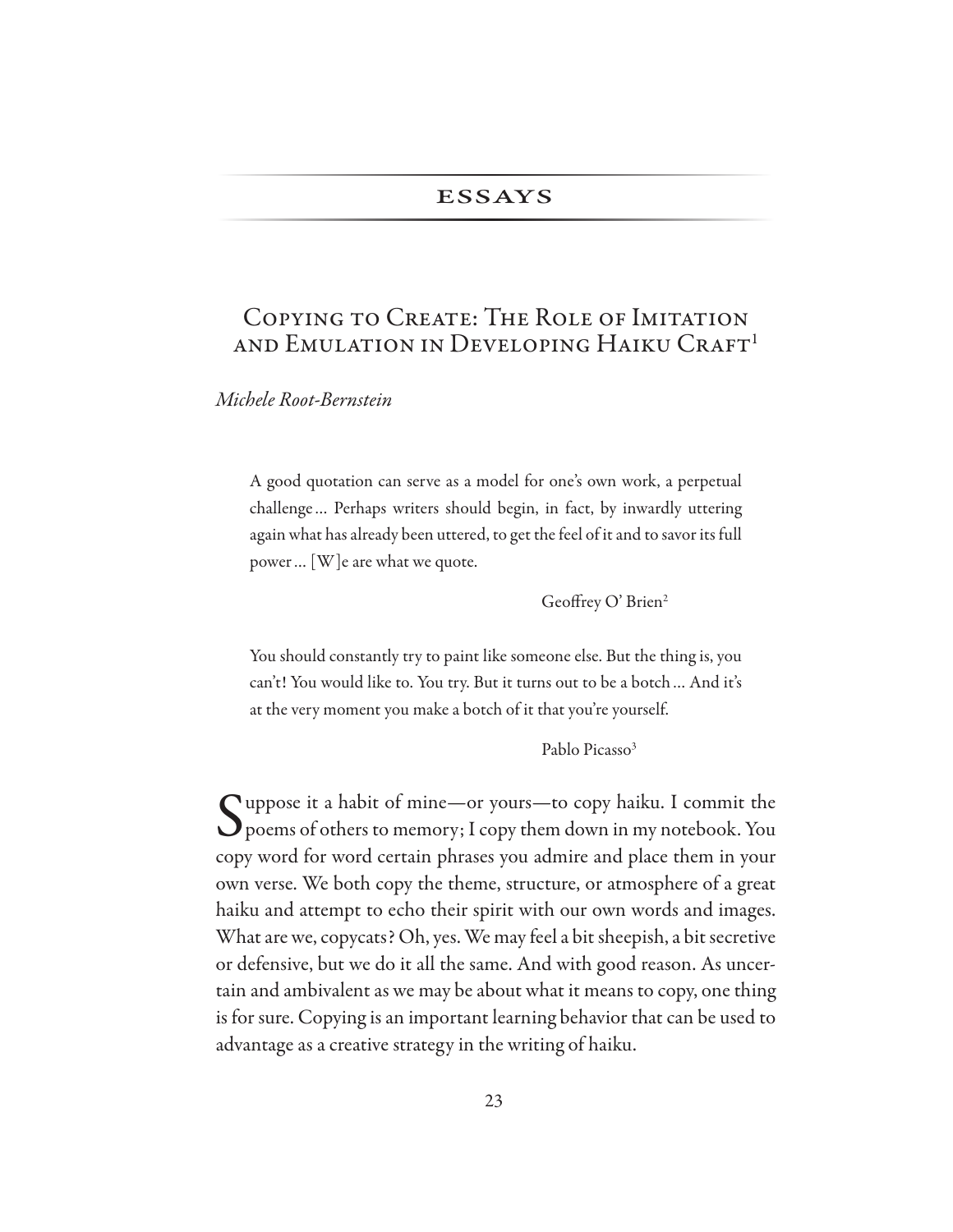## ESSAYS

# Copying to Create: The Role of Imitation and Emulation in Developing Haiku Craft[1]

*Michele Root-Bernstein*

> A good quotation can serve as a model for one's own work, a perpetual challenge … Perhaps writers should begin, in fact, by inwardly uttering again what has already been uttered, to get the feel of it and to savor its full power … [W]e are what we quote.
>
> Geoffrey O' Brien[2]

> You should constantly try to paint like someone else. But the thing is, you can't! You would like to. You try. But it turns out to be a botch … And it's at the very moment you make a botch of it that you're yourself.
>
> Pablo Picasso[3]

Suppose it a habit of mine—or yours—to copy haiku. I commit the poems of others to memory; I copy them down in my notebook. You copy word for word certain phrases you admire and place them in your own verse. We both copy the theme, structure, or atmosphere of a great haiku and attempt to echo their spirit with our own words and images. What are we, copycats? Oh, yes. We may feel a bit sheepish, a bit secretive or defensive, but we do it all the same. And with good reason. As uncertain and ambivalent as we may be about what it means to copy, one thing is for sure. Copying is an important learning behavior that can be used to advantage as a creative strategy in the writing of haiku.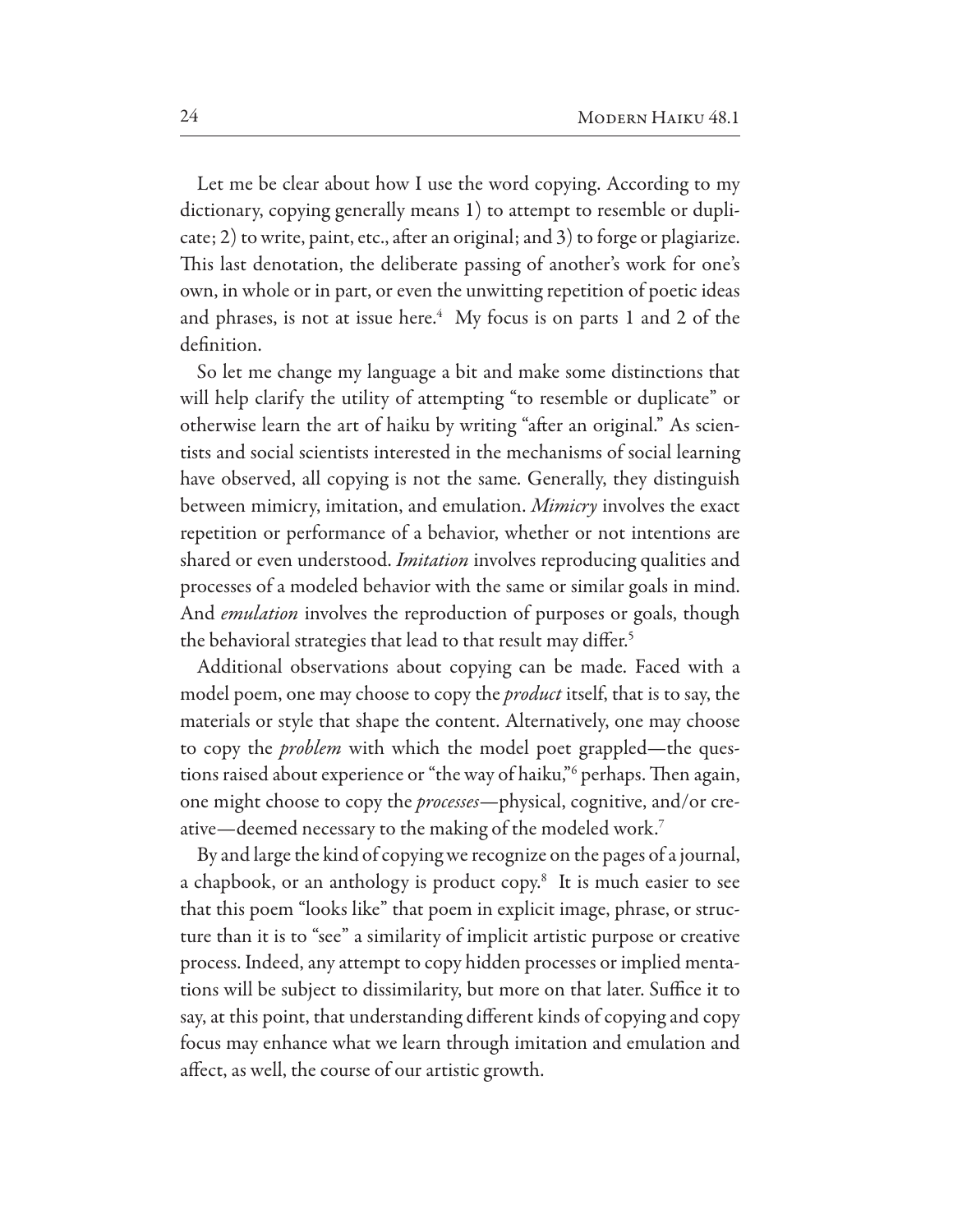Let me be clear about how I use the word copying. According to my dictionary, copying generally means 1) to attempt to resemble or duplicate; 2) to write, paint, etc., after an original; and 3) to forge or plagiarize. This last denotation, the deliberate passing of another's work for one's own, in whole or in part, or even the unwitting repetition of poetic ideas and phrases, is not at issue here.[4] My focus is on parts 1 and 2 of the definition.

So let me change my language a bit and make some distinctions that will help clarify the utility of attempting "to resemble or duplicate" or otherwise learn the art of haiku by writing "after an original." As scientists and social scientists interested in the mechanisms of social learning have observed, all copying is not the same. Generally, they distinguish between mimicry, imitation, and emulation. *Mimicry* involves the exact repetition or performance of a behavior, whether or not intentions are shared or even understood. *Imitation* involves reproducing qualities and processes of a modeled behavior with the same or similar goals in mind. And *emulation* involves the reproduction of purposes or goals, though the behavioral strategies that lead to that result may differ.[5]

Additional observations about copying can be made. Faced with a model poem, one may choose to copy the *product* itself, that is to say, the materials or style that shape the content. Alternatively, one may choose to copy the *problem* with which the model poet grappled—the questions raised about experience or "the way of haiku,"[6] perhaps. Then again, one might choose to copy the *processes*—physical, cognitive, and/or creative—deemed necessary to the making of the modeled work.[7]

By and large the kind of copying we recognize on the pages of a journal, a chapbook, or an anthology is product copy.[8] It is much easier to see that this poem "looks like" that poem in explicit image, phrase, or structure than it is to "see" a similarity of implicit artistic purpose or creative process. Indeed, any attempt to copy hidden processes or implied mentations will be subject to dissimilarity, but more on that later. Suffice it to say, at this point, that understanding different kinds of copying and copy focus may enhance what we learn through imitation and emulation and affect, as well, the course of our artistic growth.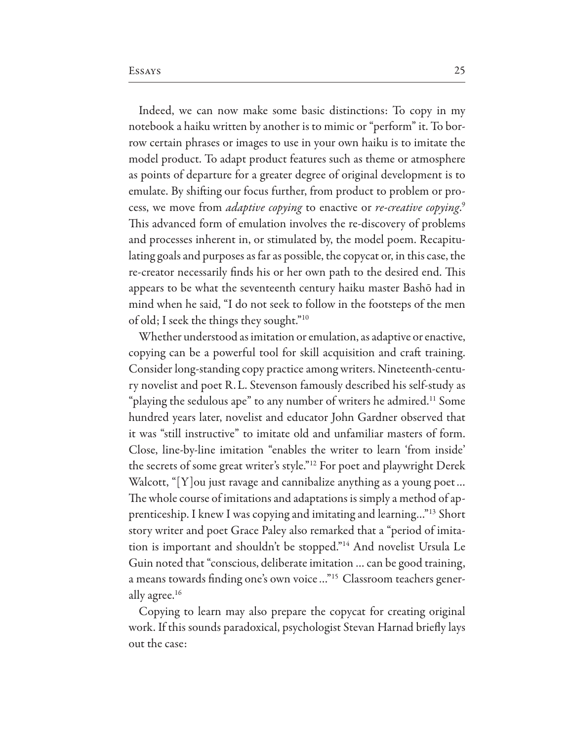Indeed, we can now make some basic distinctions: To copy in my notebook a haiku written by another is to mimic or "perform" it. To borrow certain phrases or images to use in your own haiku is to imitate the model product. To adapt product features such as theme or atmosphere as points of departure for a greater degree of original development is to emulate. By shifting our focus further, from product to problem or process, we move from *adaptive copying* to enactive or *re-creative copying*.[9] This advanced form of emulation involves the re-discovery of problems and processes inherent in, or stimulated by, the model poem. Recapitulating goals and purposes as far as possible, the copycat or, in this case, the re-creator necessarily finds his or her own path to the desired end. This appears to be what the seventeenth century haiku master Bashō had in mind when he said, "I do not seek to follow in the footsteps of the men of old; I seek the things they sought."[10]

Whether understood as imitation or emulation, as adaptive or enactive, copying can be a powerful tool for skill acquisition and craft training. Consider long-standing copy practice among writers. Nineteenth-century novelist and poet R. L. Stevenson famously described his self-study as "playing the sedulous ape" to any number of writers he admired.[11] Some hundred years later, novelist and educator John Gardner observed that it was "still instructive" to imitate old and unfamiliar masters of form. Close, line-by-line imitation "enables the writer to learn 'from inside' the secrets of some great writer's style."[12] For poet and playwright Derek Walcott, "[Y]ou just ravage and cannibalize anything as a young poet ... The whole course of imitations and adaptations is simply a method of apprenticeship. I knew I was copying and imitating and learning..."[13] Short story writer and poet Grace Paley also remarked that a "period of imitation is important and shouldn't be stopped."[14] And novelist Ursula Le Guin noted that "conscious, deliberate imitation ... can be good training, a means towards finding one's own voice ..."[15] Classroom teachers generally agree.[16]

Copying to learn may also prepare the copycat for creating original work. If this sounds paradoxical, psychologist Stevan Harnad briefly lays out the case: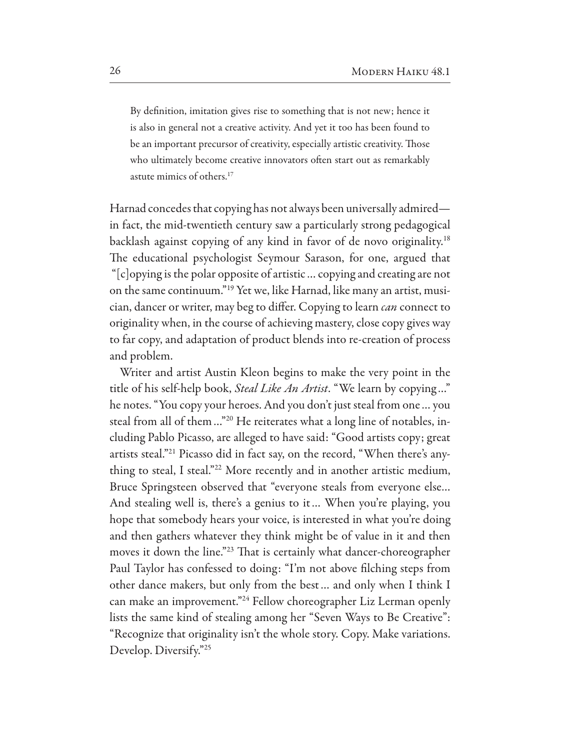> By definition, imitation gives rise to something that is not new; hence it is also in general not a creative activity. And yet it too has been found to be an important precursor of creativity, especially artistic creativity. Those who ultimately become creative innovators often start out as remarkably astute mimics of others.[17]

Harnad concedes that copying has not always been universally admired—in fact, the mid-twentieth century saw a particularly strong pedagogical backlash against copying of any kind in favor of de novo originality.[18] The educational psychologist Seymour Sarason, for one, argued that "[c]opying is the polar opposite of artistic … copying and creating are not on the same continuum."[19] Yet we, like Harnad, like many an artist, musician, dancer or writer, may beg to differ. Copying to learn *can* connect to originality when, in the course of achieving mastery, close copy gives way to far copy, and adaptation of product blends into re-creation of process and problem.

Writer and artist Austin Kleon begins to make the very point in the title of his self-help book, *Steal Like An Artist*. "We learn by copying …" he notes. "You copy your heroes. And you don't just steal from one … you steal from all of them …"[20] He reiterates what a long line of notables, including Pablo Picasso, are alleged to have said: "Good artists copy; great artists steal."[21] Picasso did in fact say, on the record, "When there's anything to steal, I steal."[22] More recently and in another artistic medium, Bruce Springsteen observed that "everyone steals from everyone else… And stealing well is, there's a genius to it … When you're playing, you hope that somebody hears your voice, is interested in what you're doing and then gathers whatever they think might be of value in it and then moves it down the line."[23] That is certainly what dancer-choreographer Paul Taylor has confessed to doing: "I'm not above filching steps from other dance makers, but only from the best … and only when I think I can make an improvement."[24] Fellow choreographer Liz Lerman openly lists the same kind of stealing among her "Seven Ways to Be Creative": "Recognize that originality isn't the whole story. Copy. Make variations. Develop. Diversify."[25]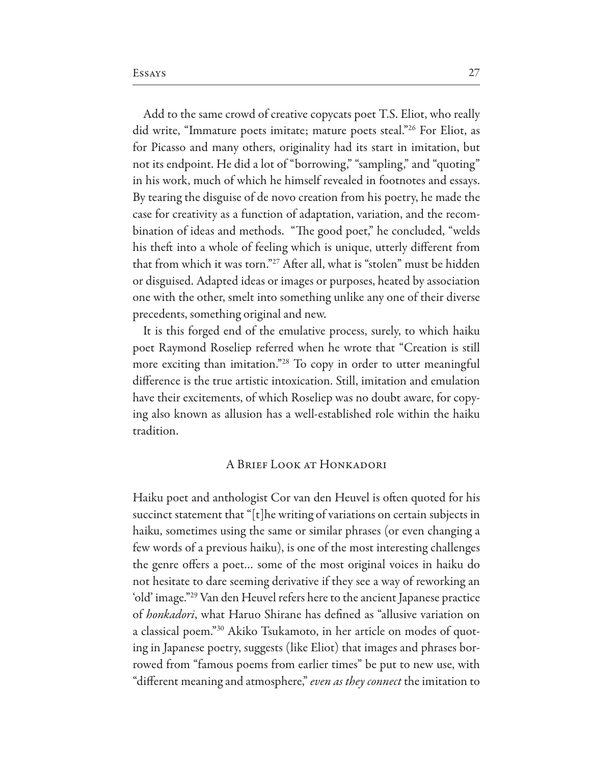Add to the same crowd of creative copycats poet T.S. Eliot, who really did write, "Immature poets imitate; mature poets steal."[26] For Eliot, as for Picasso and many others, originality had its start in imitation, but not its endpoint. He did a lot of "borrowing," "sampling," and "quoting" in his work, much of which he himself revealed in footnotes and essays. By tearing the disguise of de novo creation from his poetry, he made the case for creativity as a function of adaptation, variation, and the recombination of ideas and methods. "The good poet," he concluded, "welds his theft into a whole of feeling which is unique, utterly different from that from which it was torn."[27] After all, what is "stolen" must be hidden or disguised. Adapted ideas or images or purposes, heated by association one with the other, smelt into something unlike any one of their diverse precedents, something original and new.

It is this forged end of the emulative process, surely, to which haiku poet Raymond Roseliep referred when he wrote that "Creation is still more exciting than imitation."[28] To copy in order to utter meaningful difference is the true artistic intoxication. Still, imitation and emulation have their excitements, of which Roseliep was no doubt aware, for copying also known as allusion has a well-established role within the haiku tradition.

## A Brief Look at Honkadori

Haiku poet and anthologist Cor van den Heuvel is often quoted for his succinct statement that "[t]he writing of variations on certain subjects in haiku, sometimes using the same or similar phrases (or even changing a few words of a previous haiku), is one of the most interesting challenges the genre offers a poet… some of the most original voices in haiku do not hesitate to dare seeming derivative if they see a way of reworking an 'old' image."[29] Van den Heuvel refers here to the ancient Japanese practice of *honkadori*, what Haruo Shirane has defined as "allusive variation on a classical poem."[30] Akiko Tsukamoto, in her article on modes of quoting in Japanese poetry, suggests (like Eliot) that images and phrases borrowed from "famous poems from earlier times" be put to new use, with "different meaning and atmosphere," *even as they connect* the imitation to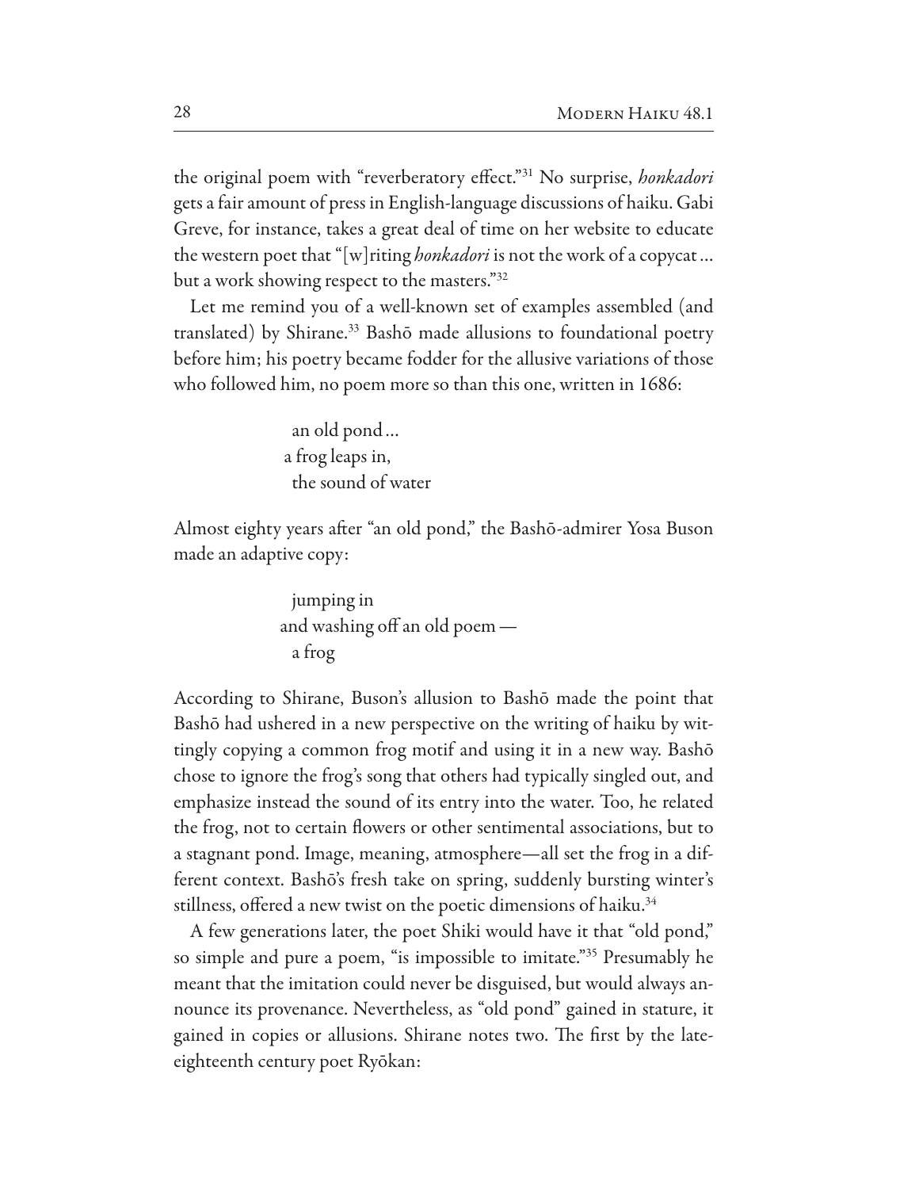the original poem with "reverberatory effect."[31] No surprise, *honkadori* gets a fair amount of press in English-language discussions of haiku. Gabi Greve, for instance, takes a great deal of time on her website to educate the western poet that "[w]riting *honkadori* is not the work of a copycat … but a work showing respect to the masters."[32]

Let me remind you of a well-known set of examples assembled (and translated) by Shirane.[33] Bashō made allusions to foundational poetry before him; his poetry became fodder for the allusive variations of those who followed him, no poem more so than this one, written in 1686:

> an old pond …
> a frog leaps in,
> the sound of water

Almost eighty years after "an old pond," the Bashō-admirer Yosa Buson made an adaptive copy:

> jumping in
> and washing off an old poem —
> a frog

According to Shirane, Buson's allusion to Bashō made the point that Bashō had ushered in a new perspective on the writing of haiku by wittingly copying a common frog motif and using it in a new way. Bashō chose to ignore the frog's song that others had typically singled out, and emphasize instead the sound of its entry into the water. Too, he related the frog, not to certain flowers or other sentimental associations, but to a stagnant pond. Image, meaning, atmosphere—all set the frog in a different context. Bashō's fresh take on spring, suddenly bursting winter's stillness, offered a new twist on the poetic dimensions of haiku.[34]

A few generations later, the poet Shiki would have it that "old pond," so simple and pure a poem, "is impossible to imitate."[35] Presumably he meant that the imitation could never be disguised, but would always announce its provenance. Nevertheless, as "old pond" gained in stature, it gained in copies or allusions. Shirane notes two. The first by the late-eighteenth century poet Ryōkan: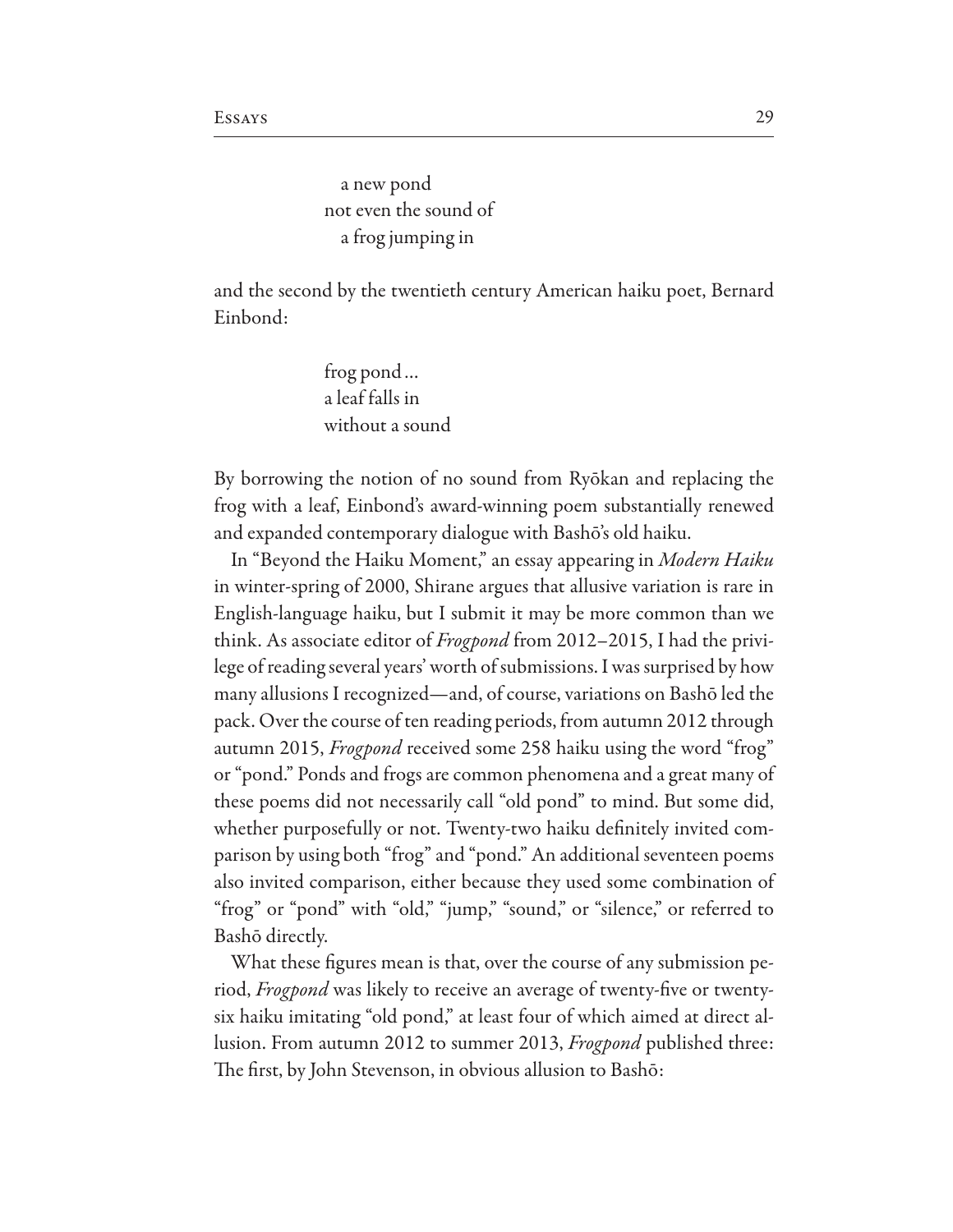a new pond  
not even the sound of  
a frog jumping in

and the second by the twentieth century American haiku poet, Bernard Einbond:

frog pond…  
a leaf falls in  
without a sound

By borrowing the notion of no sound from Ryōkan and replacing the frog with a leaf, Einbond's award-winning poem substantially renewed and expanded contemporary dialogue with Bashō's old haiku.

In "Beyond the Haiku Moment," an essay appearing in *Modern Haiku* in winter-spring of 2000, Shirane argues that allusive variation is rare in English-language haiku, but I submit it may be more common than we think. As associate editor of *Frogpond* from 2012–2015, I had the privilege of reading several years' worth of submissions. I was surprised by how many allusions I recognized—and, of course, variations on Bashō led the pack. Over the course of ten reading periods, from autumn 2012 through autumn 2015, *Frogpond* received some 258 haiku using the word "frog" or "pond." Ponds and frogs are common phenomena and a great many of these poems did not necessarily call "old pond" to mind. But some did, whether purposefully or not. Twenty-two haiku definitely invited comparison by using both "frog" and "pond." An additional seventeen poems also invited comparison, either because they used some combination of "frog" or "pond" with "old," "jump," "sound," or "silence," or referred to Bashō directly.

What these figures mean is that, over the course of any submission period, *Frogpond* was likely to receive an average of twenty-five or twenty-six haiku imitating "old pond," at least four of which aimed at direct allusion. From autumn 2012 to summer 2013, *Frogpond* published three: The first, by John Stevenson, in obvious allusion to Bashō: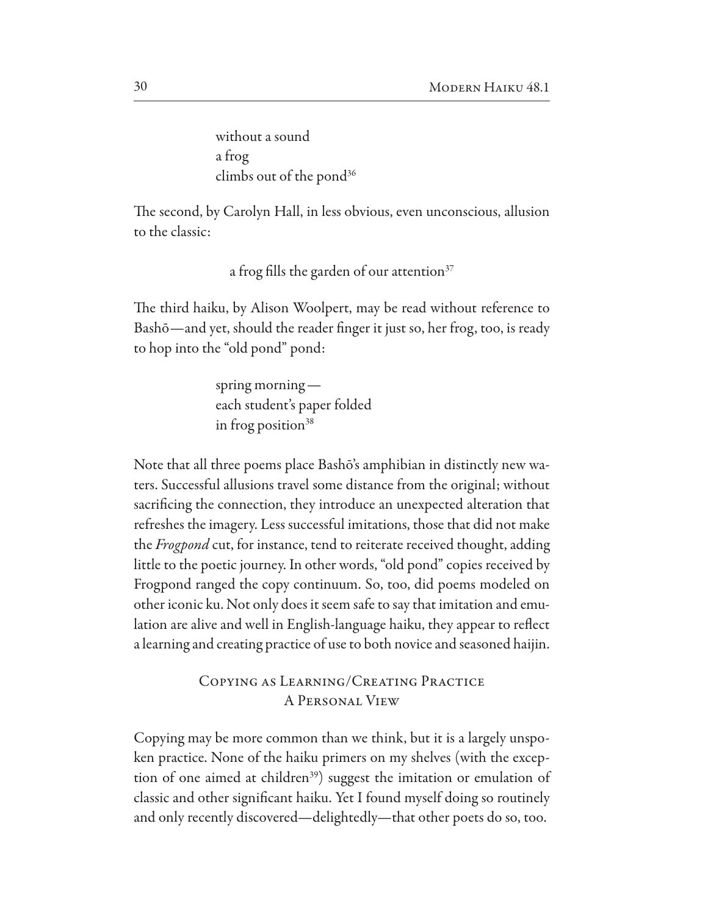without a sound
a frog
climbs out of the pond[36]

The second, by Carolyn Hall, in less obvious, even unconscious, allusion to the classic:

a frog fills the garden of our attention[37]

The third haiku, by Alison Woolpert, may be read without reference to Bashō—and yet, should the reader finger it just so, her frog, too, is ready to hop into the "old pond" pond:

spring morning—
each student's paper folded
in frog position[38]

Note that all three poems place Bashō's amphibian in distinctly new waters. Successful allusions travel some distance from the original; without sacrificing the connection, they introduce an unexpected alteration that refreshes the imagery. Less successful imitations, those that did not make the *Frogpond* cut, for instance, tend to reiterate received thought, adding little to the poetic journey. In other words, "old pond" copies received by Frogpond ranged the copy continuum. So, too, did poems modeled on other iconic ku. Not only does it seem safe to say that imitation and emulation are alive and well in English-language haiku, they appear to reflect a learning and creating practice of use to both novice and seasoned haijin.

## Copying as Learning/Creating Practice
## A Personal View

Copying may be more common than we think, but it is a largely unspoken practice. None of the haiku primers on my shelves (with the exception of one aimed at children[39]) suggest the imitation or emulation of classic and other significant haiku. Yet I found myself doing so routinely and only recently discovered—delightedly—that other poets do so, too.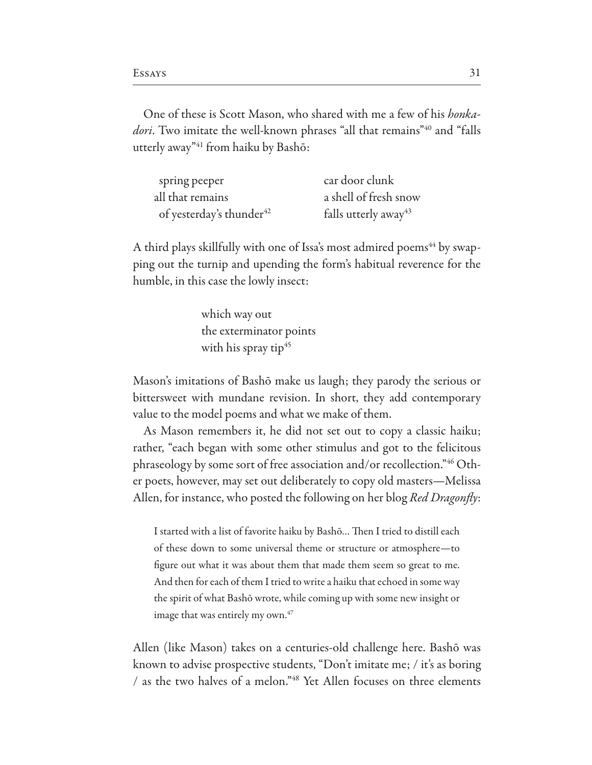One of these is Scott Mason, who shared with me a few of his *honkadori*. Two imitate the well-known phrases "all that remains"[40] and "falls utterly away"[41] from haiku by Bashō:

> spring peeper
> all that remains
> of yesterday's thunder[42]

> car door clunk
> a shell of fresh snow
> falls utterly away[43]

A third plays skillfully with one of Issa's most admired poems[44] by swapping out the turnip and upending the form's habitual reverence for the humble, in this case the lowly insect:

> which way out
> the exterminator points
> with his spray tip[45]

Mason's imitations of Bashō make us laugh; they parody the serious or bittersweet with mundane revision. In short, they add contemporary value to the model poems and what we make of them.

As Mason remembers it, he did not set out to copy a classic haiku; rather, "each began with some other stimulus and got to the felicitous phraseology by some sort of free association and/or recollection."[46] Other poets, however, may set out deliberately to copy old masters—Melissa Allen, for instance, who posted the following on her blog *Red Dragonfly*:

> I started with a list of favorite haiku by Bashō... Then I tried to distill each of these down to some universal theme or structure or atmosphere—to figure out what it was about them that made them seem so great to me. And then for each of them I tried to write a haiku that echoed in some way the spirit of what Bashō wrote, while coming up with some new insight or image that was entirely my own.[47]

Allen (like Mason) takes on a centuries-old challenge here. Bashō was known to advise prospective students, "Don't imitate me; / it's as boring / as the two halves of a melon."[48] Yet Allen focuses on three elements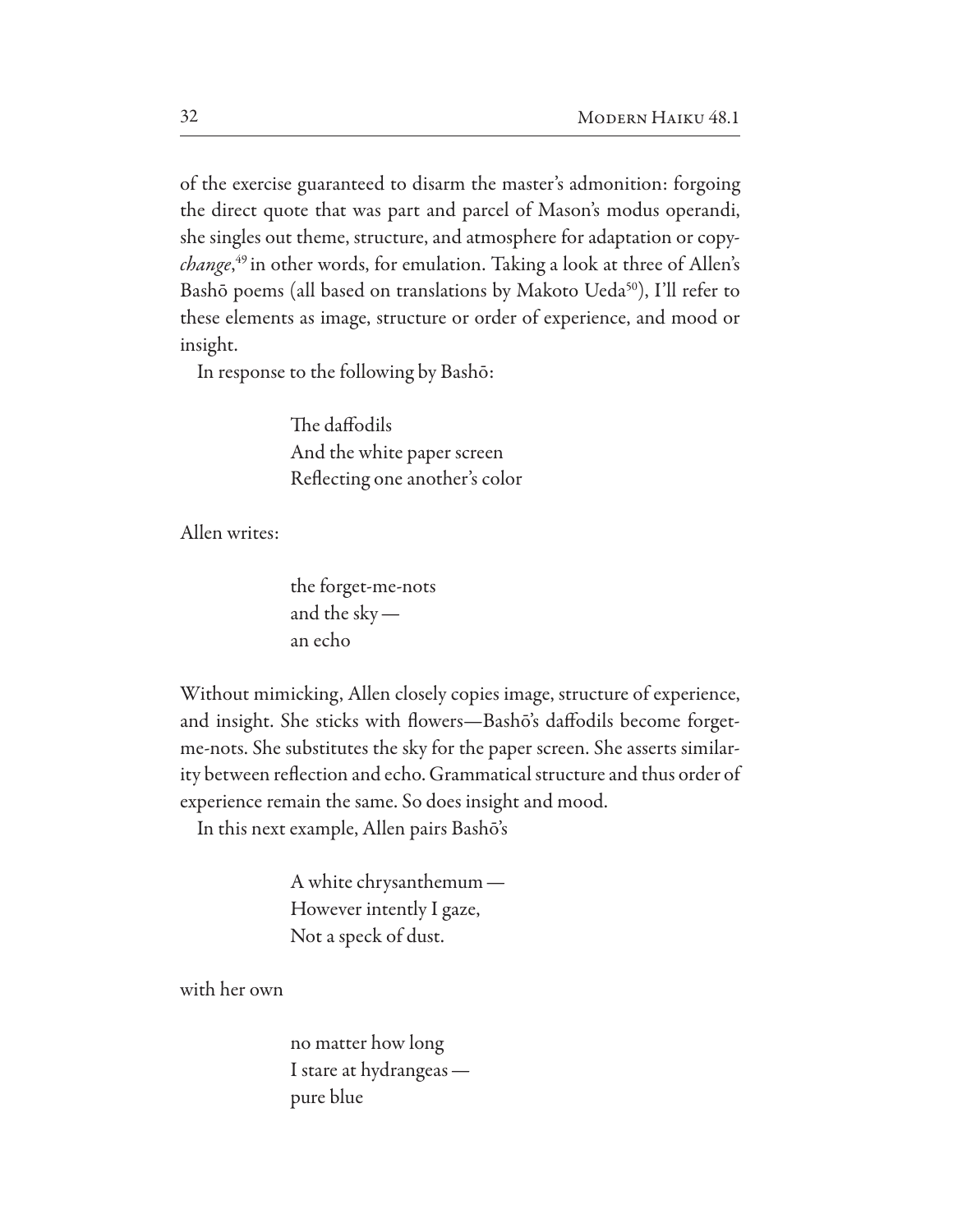of the exercise guaranteed to disarm the master's admonition: forgoing the direct quote that was part and parcel of Mason's modus operandi, she singles out theme, structure, and atmosphere for adaptation or copy-*change*,[49] in other words, for emulation. Taking a look at three of Allen's Bashō poems (all based on translations by Makoto Ueda[50]), I'll refer to these elements as image, structure or order of experience, and mood or insight.

In response to the following by Bashō:

> The daffodils
> And the white paper screen
> Reflecting one another's color

Allen writes:

> the forget-me-nots
> and the sky —
> an echo

Without mimicking, Allen closely copies image, structure of experience, and insight. She sticks with flowers—Bashō's daffodils become forget-me-nots. She substitutes the sky for the paper screen. She asserts similarity between reflection and echo. Grammatical structure and thus order of experience remain the same. So does insight and mood.

In this next example, Allen pairs Bashō's

> A white chrysanthemum —
> However intently I gaze,
> Not a speck of dust.

with her own

> no matter how long
> I stare at hydrangeas —
> pure blue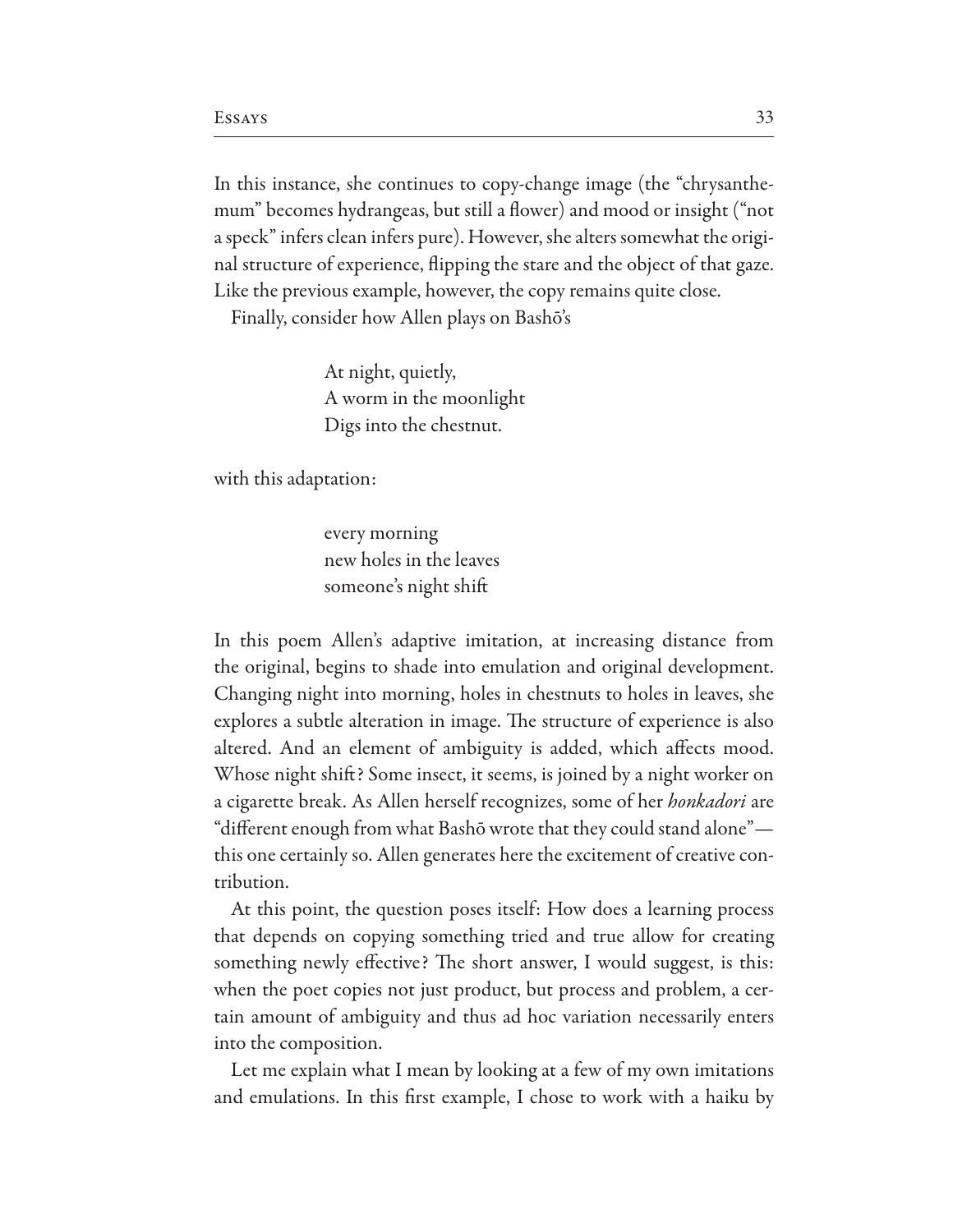In this instance, she continues to copy-change image (the "chrysanthemum" becomes hydrangeas, but still a flower) and mood or insight ("not a speck" infers clean infers pure). However, she alters somewhat the original structure of experience, flipping the stare and the object of that gaze. Like the previous example, however, the copy remains quite close.

Finally, consider how Allen plays on Bashō's

> At night, quietly,  
> A worm in the moonlight  
> Digs into the chestnut.

with this adaptation:

> every morning  
> new holes in the leaves  
> someone's night shift

In this poem Allen's adaptive imitation, at increasing distance from the original, begins to shade into emulation and original development. Changing night into morning, holes in chestnuts to holes in leaves, she explores a subtle alteration in image. The structure of experience is also altered. And an element of ambiguity is added, which affects mood. Whose night shift? Some insect, it seems, is joined by a night worker on a cigarette break. As Allen herself recognizes, some of her *honkadori* are "different enough from what Bashō wrote that they could stand alone"—this one certainly so. Allen generates here the excitement of creative contribution.

At this point, the question poses itself: How does a learning process that depends on copying something tried and true allow for creating something newly effective? The short answer, I would suggest, is this: when the poet copies not just product, but process and problem, a certain amount of ambiguity and thus ad hoc variation necessarily enters into the composition.

Let me explain what I mean by looking at a few of my own imitations and emulations. In this first example, I chose to work with a haiku by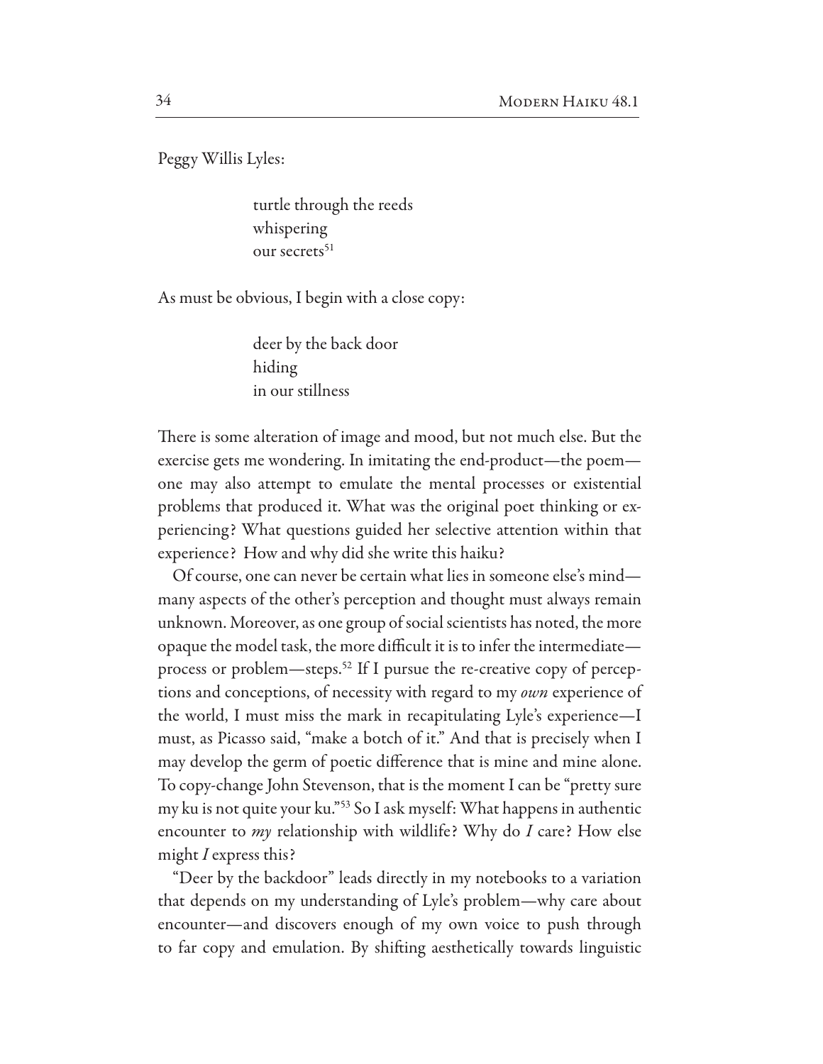Peggy Willis Lyles:

> turtle through the reeds  
> whispering  
> our secrets[51]

As must be obvious, I begin with a close copy:

> deer by the back door  
> hiding  
> in our stillness

There is some alteration of image and mood, but not much else. But the exercise gets me wondering. In imitating the end-product—the poem—one may also attempt to emulate the mental processes or existential problems that produced it. What was the original poet thinking or experiencing? What questions guided her selective attention within that experience? How and why did she write this haiku?

Of course, one can never be certain what lies in someone else's mind—many aspects of the other's perception and thought must always remain unknown. Moreover, as one group of social scientists has noted, the more opaque the model task, the more difficult it is to infer the intermediate—process or problem—steps.[52] If I pursue the re-creative copy of perceptions and conceptions, of necessity with regard to my *own* experience of the world, I must miss the mark in recapitulating Lyle's experience—I must, as Picasso said, "make a botch of it." And that is precisely when I may develop the germ of poetic difference that is mine and mine alone. To copy-change John Stevenson, that is the moment I can be "pretty sure my ku is not quite your ku."[53] So I ask myself: What happens in authentic encounter to *my* relationship with wildlife? Why do *I* care? How else might *I* express this?

"Deer by the backdoor" leads directly in my notebooks to a variation that depends on my understanding of Lyle's problem—why care about encounter—and discovers enough of my own voice to push through to far copy and emulation. By shifting aesthetically towards linguistic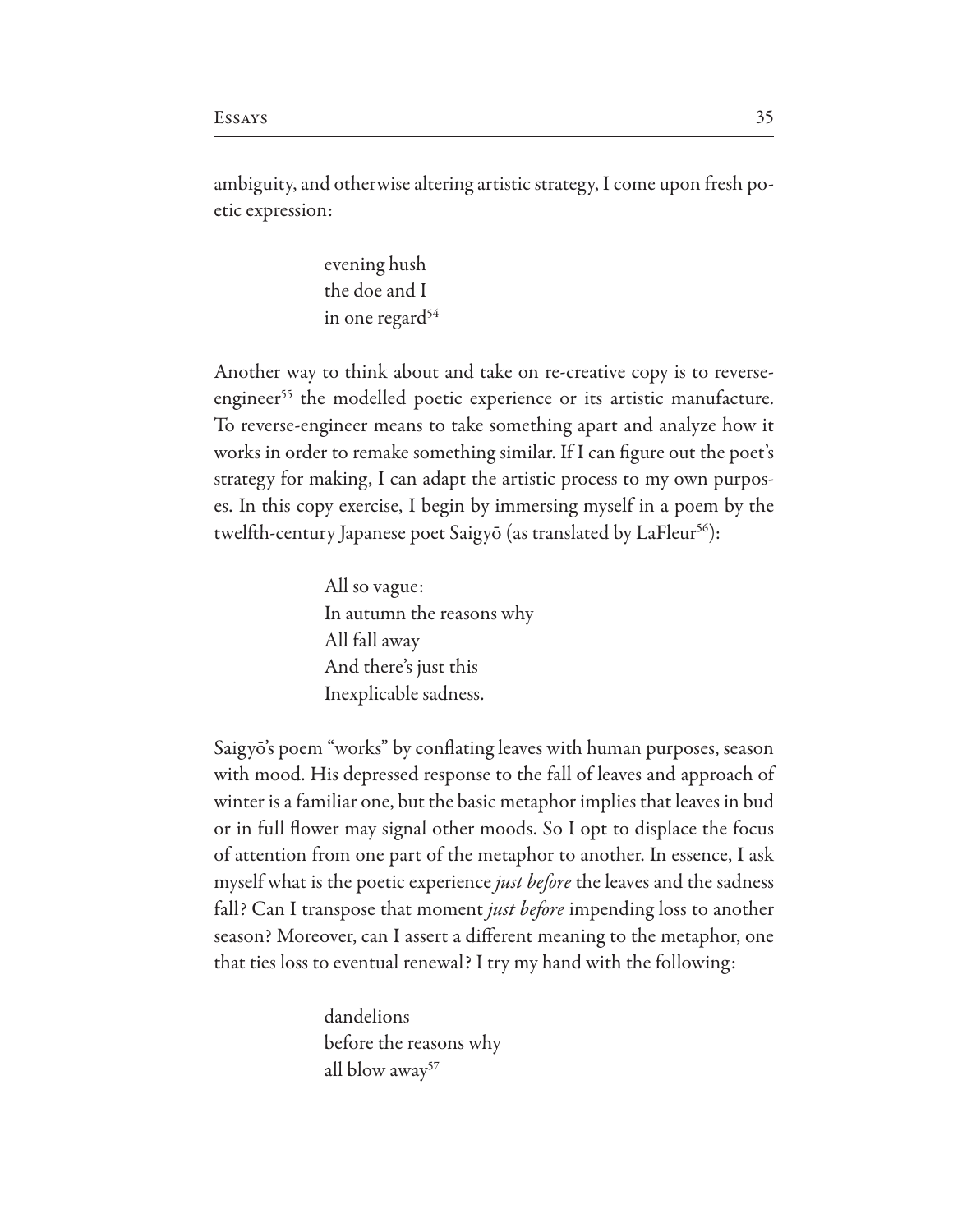ambiguity, and otherwise altering artistic strategy, I come upon fresh poetic expression:

> evening hush  
> the doe and I  
> in one regard[54]

Another way to think about and take on re-creative copy is to reverse-engineer[55] the modelled poetic experience or its artistic manufacture. To reverse-engineer means to take something apart and analyze how it works in order to remake something similar. If I can figure out the poet's strategy for making, I can adapt the artistic process to my own purposes. In this copy exercise, I begin by immersing myself in a poem by the twelfth-century Japanese poet Saigyō (as translated by LaFleur[56]):

> All so vague:  
> In autumn the reasons why  
> All fall away  
> And there's just this  
> Inexplicable sadness.

Saigyō's poem "works" by conflating leaves with human purposes, season with mood. His depressed response to the fall of leaves and approach of winter is a familiar one, but the basic metaphor implies that leaves in bud or in full flower may signal other moods. So I opt to displace the focus of attention from one part of the metaphor to another. In essence, I ask myself what is the poetic experience *just before* the leaves and the sadness fall? Can I transpose that moment *just before* impending loss to another season? Moreover, can I assert a different meaning to the metaphor, one that ties loss to eventual renewal? I try my hand with the following:

> dandelions  
> before the reasons why  
> all blow away[57]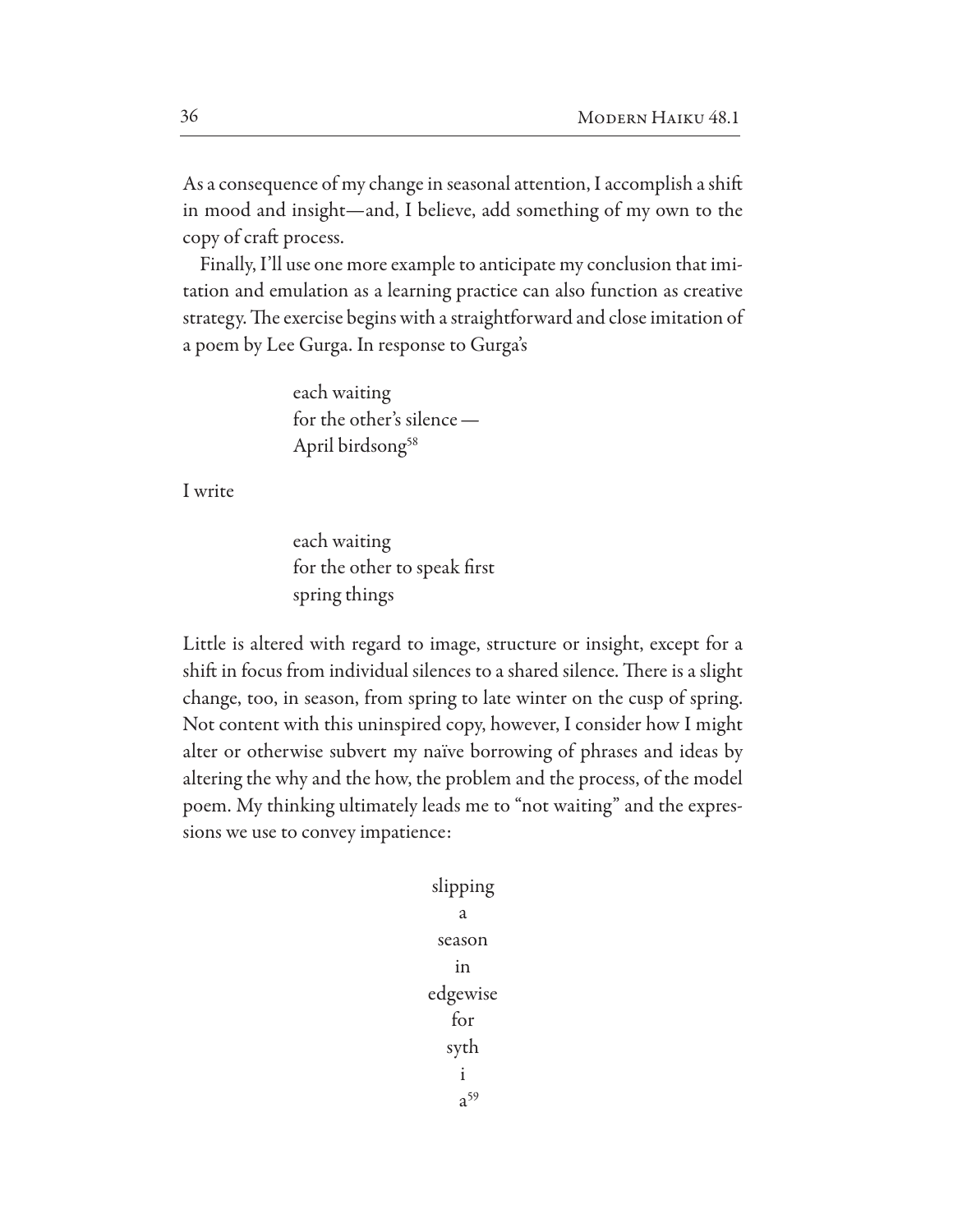As a consequence of my change in seasonal attention, I accomplish a shift in mood and insight—and, I believe, add something of my own to the copy of craft process.

Finally, I'll use one more example to anticipate my conclusion that imitation and emulation as a learning practice can also function as creative strategy. The exercise begins with a straightforward and close imitation of a poem by Lee Gurga. In response to Gurga's

> each waiting
> for the other's silence —
> April birdsong[58]

I write

> each waiting
> for the other to speak first
> spring things

Little is altered with regard to image, structure or insight, except for a shift in focus from individual silences to a shared silence. There is a slight change, too, in season, from spring to late winter on the cusp of spring. Not content with this uninspired copy, however, I consider how I might alter or otherwise subvert my naïve borrowing of phrases and ideas by altering the why and the how, the problem and the process, of the model poem. My thinking ultimately leads me to "not waiting" and the expressions we use to convey impatience:

> slipping
> a
> season
> in
> edgewise
> for
> syth
> i
> a[59]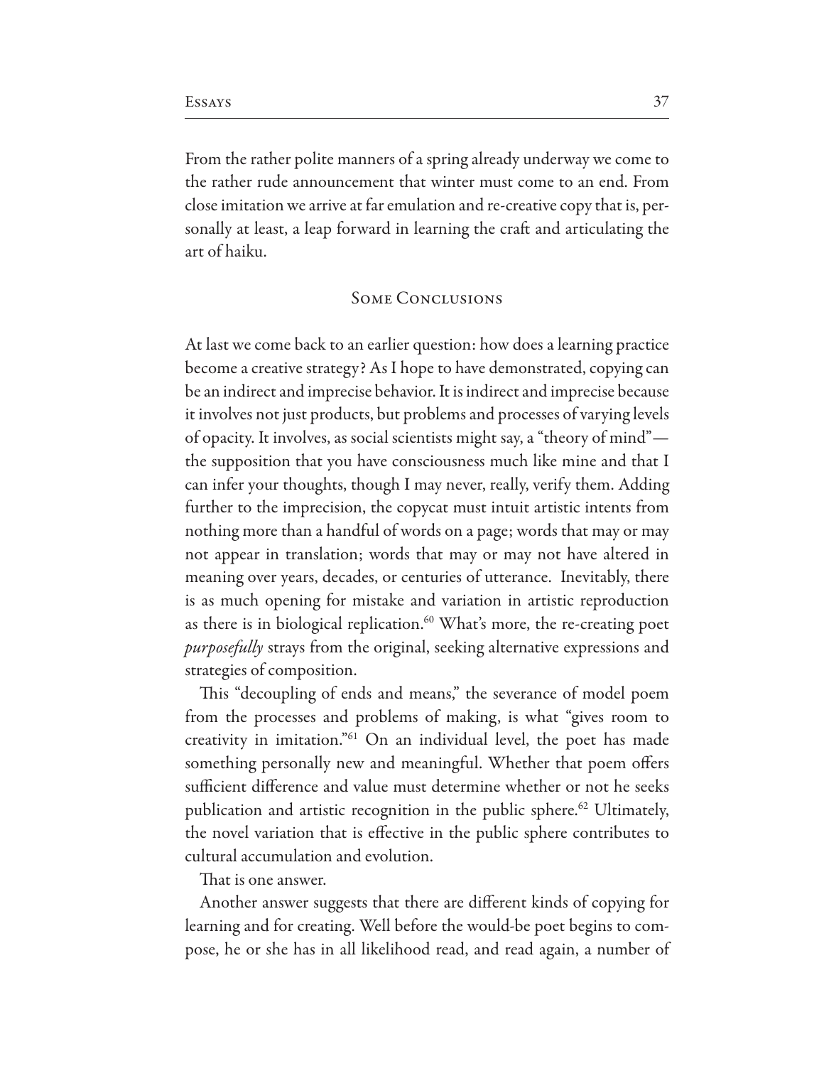From the rather polite manners of a spring already underway we come to the rather rude announcement that winter must come to an end. From close imitation we arrive at far emulation and re-creative copy that is, personally at least, a leap forward in learning the craft and articulating the art of haiku.

## Some Conclusions

At last we come back to an earlier question: how does a learning practice become a creative strategy? As I hope to have demonstrated, copying can be an indirect and imprecise behavior. It is indirect and imprecise because it involves not just products, but problems and processes of varying levels of opacity. It involves, as social scientists might say, a "theory of mind"—the supposition that you have consciousness much like mine and that I can infer your thoughts, though I may never, really, verify them. Adding further to the imprecision, the copycat must intuit artistic intents from nothing more than a handful of words on a page; words that may or may not appear in translation; words that may or may not have altered in meaning over years, decades, or centuries of utterance. Inevitably, there is as much opening for mistake and variation in artistic reproduction as there is in biological replication.[60] What's more, the re-creating poet *purposefully* strays from the original, seeking alternative expressions and strategies of composition.

This "decoupling of ends and means," the severance of model poem from the processes and problems of making, is what "gives room to creativity in imitation."[61] On an individual level, the poet has made something personally new and meaningful. Whether that poem offers sufficient difference and value must determine whether or not he seeks publication and artistic recognition in the public sphere.[62] Ultimately, the novel variation that is effective in the public sphere contributes to cultural accumulation and evolution.

That is one answer.

Another answer suggests that there are different kinds of copying for learning and for creating. Well before the would-be poet begins to compose, he or she has in all likelihood read, and read again, a number of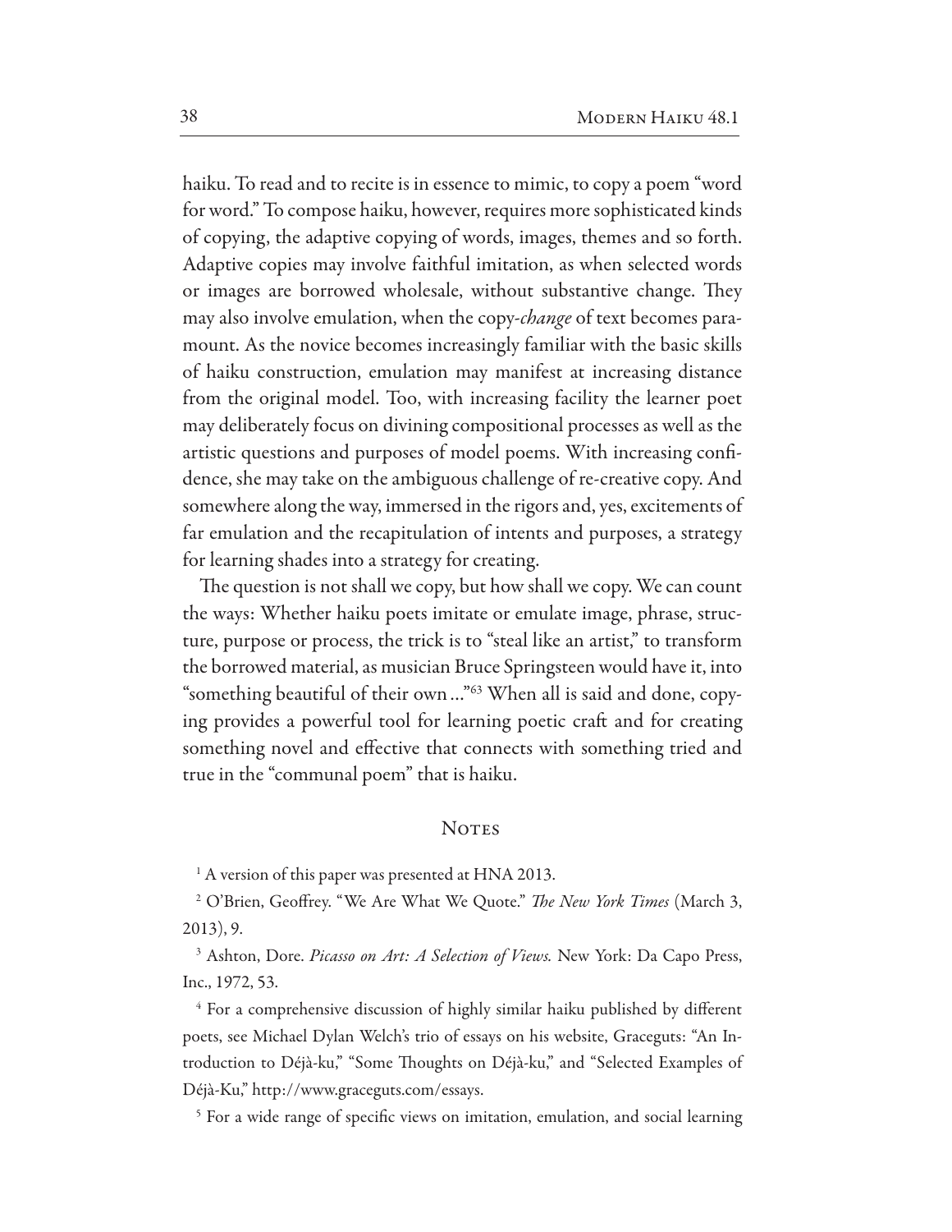haiku. To read and to recite is in essence to mimic, to copy a poem "word for word." To compose haiku, however, requires more sophisticated kinds of copying, the adaptive copying of words, images, themes and so forth. Adaptive copies may involve faithful imitation, as when selected words or images are borrowed wholesale, without substantive change. They may also involve emulation, when the copy-*change* of text becomes paramount. As the novice becomes increasingly familiar with the basic skills of haiku construction, emulation may manifest at increasing distance from the original model. Too, with increasing facility the learner poet may deliberately focus on divining compositional processes as well as the artistic questions and purposes of model poems. With increasing confidence, she may take on the ambiguous challenge of re-creative copy. And somewhere along the way, immersed in the rigors and, yes, excitements of far emulation and the recapitulation of intents and purposes, a strategy for learning shades into a strategy for creating.

The question is not shall we copy, but how shall we copy. We can count the ways: Whether haiku poets imitate or emulate image, phrase, structure, purpose or process, the trick is to "steal like an artist," to transform the borrowed material, as musician Bruce Springsteen would have it, into "something beautiful of their own ..."[63] When all is said and done, copying provides a powerful tool for learning poetic craft and for creating something novel and effective that connects with something tried and true in the "communal poem" that is haiku.

## Notes

[1] A version of this paper was presented at HNA 2013.

[2] O'Brien, Geoffrey. "We Are What We Quote." *The New York Times* (March 3, 2013), 9.

[3] Ashton, Dore. *Picasso on Art: A Selection of Views.* New York: Da Capo Press, Inc., 1972, 53.

[4] For a comprehensive discussion of highly similar haiku published by different poets, see Michael Dylan Welch's trio of essays on his website, Graceguts: "An Introduction to Déjà-ku," "Some Thoughts on Déjà-ku," and "Selected Examples of Déjà-Ku," http://www.graceguts.com/essays.

[5] For a wide range of specific views on imitation, emulation, and social learning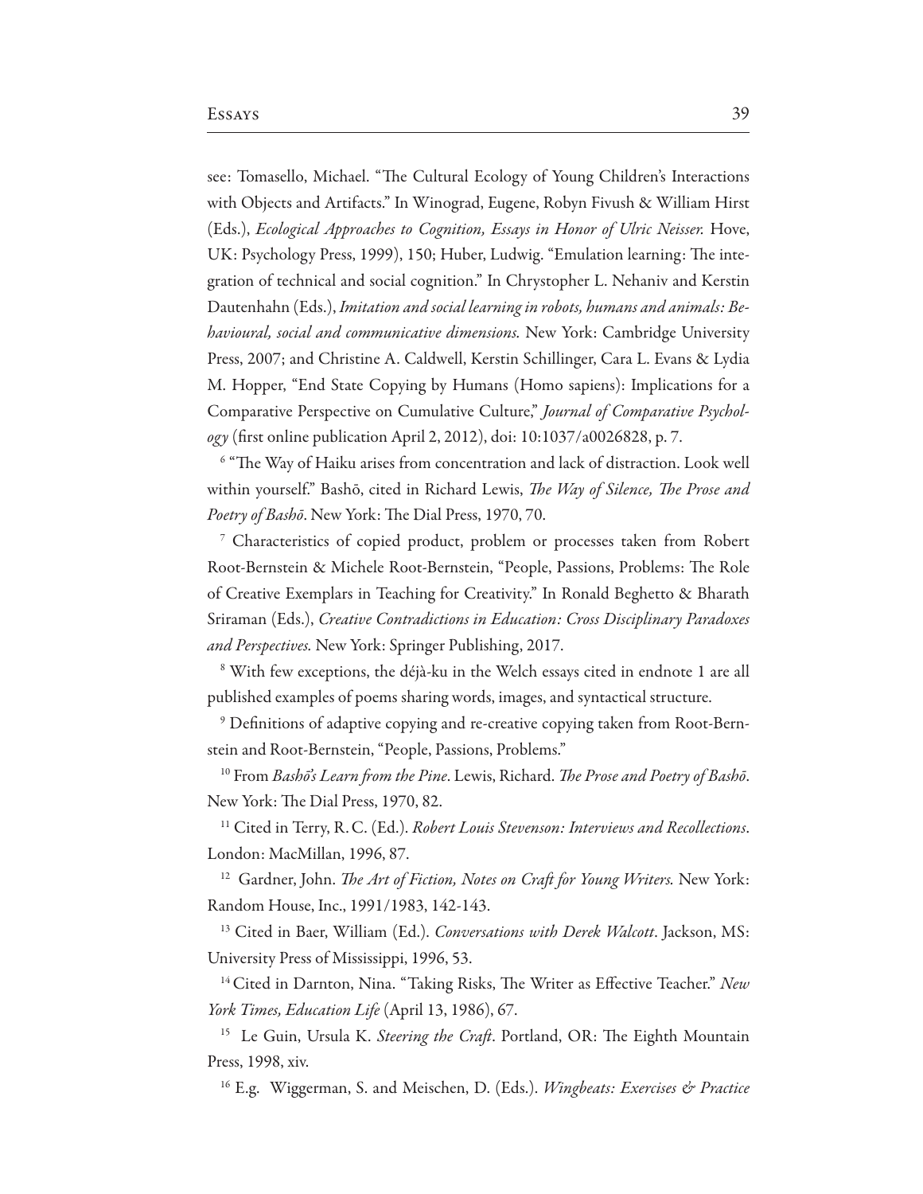see: Tomasello, Michael. "The Cultural Ecology of Young Children's Interactions with Objects and Artifacts." In Winograd, Eugene, Robyn Fivush & William Hirst (Eds.), *Ecological Approaches to Cognition, Essays in Honor of Ulric Neisser.* Hove, UK: Psychology Press, 1999), 150; Huber, Ludwig. "Emulation learning: The integration of technical and social cognition." In Chrystopher L. Nehaniv and Kerstin Dautenhahn (Eds.), *Imitation and social learning in robots, humans and animals: Behavioural, social and communicative dimensions.* New York: Cambridge University Press, 2007; and Christine A. Caldwell, Kerstin Schillinger, Cara L. Evans & Lydia M. Hopper, "End State Copying by Humans (Homo sapiens): Implications for a Comparative Perspective on Cumulative Culture," *Journal of Comparative Psychology* (first online publication April 2, 2012), doi: 10:1037/a0026828, p. 7.

[6] "The Way of Haiku arises from concentration and lack of distraction. Look well within yourself." Bashō, cited in Richard Lewis, *The Way of Silence, The Prose and Poetry of Bashō*. New York: The Dial Press, 1970, 70.

[7] Characteristics of copied product, problem or processes taken from Robert Root-Bernstein & Michele Root-Bernstein, "People, Passions, Problems: The Role of Creative Exemplars in Teaching for Creativity." In Ronald Beghetto & Bharath Sriraman (Eds.), *Creative Contradictions in Education: Cross Disciplinary Paradoxes and Perspectives.* New York: Springer Publishing, 2017.

[8] With few exceptions, the déjà-ku in the Welch essays cited in endnote 1 are all published examples of poems sharing words, images, and syntactical structure.

[9] Definitions of adaptive copying and re-creative copying taken from Root-Bernstein and Root-Bernstein, "People, Passions, Problems."

[10] From *Bashō's Learn from the Pine*. Lewis, Richard. *The Prose and Poetry of Bashō*. New York: The Dial Press, 1970, 82.

[11] Cited in Terry, R. C. (Ed.). *Robert Louis Stevenson: Interviews and Recollections*. London: MacMillan, 1996, 87.

[12] Gardner, John. *The Art of Fiction, Notes on Craft for Young Writers.* New York: Random House, Inc., 1991/1983, 142-143.

[13] Cited in Baer, William (Ed.). *Conversations with Derek Walcott*. Jackson, MS: University Press of Mississippi, 1996, 53.

[14] Cited in Darnton, Nina. "Taking Risks, The Writer as Effective Teacher." *New York Times, Education Life* (April 13, 1986), 67.

[15] Le Guin, Ursula K. *Steering the Craft*. Portland, OR: The Eighth Mountain Press, 1998, xiv.

[16] E.g. Wiggerman, S. and Meischen, D. (Eds.). *Wingbeats: Exercises & Practice*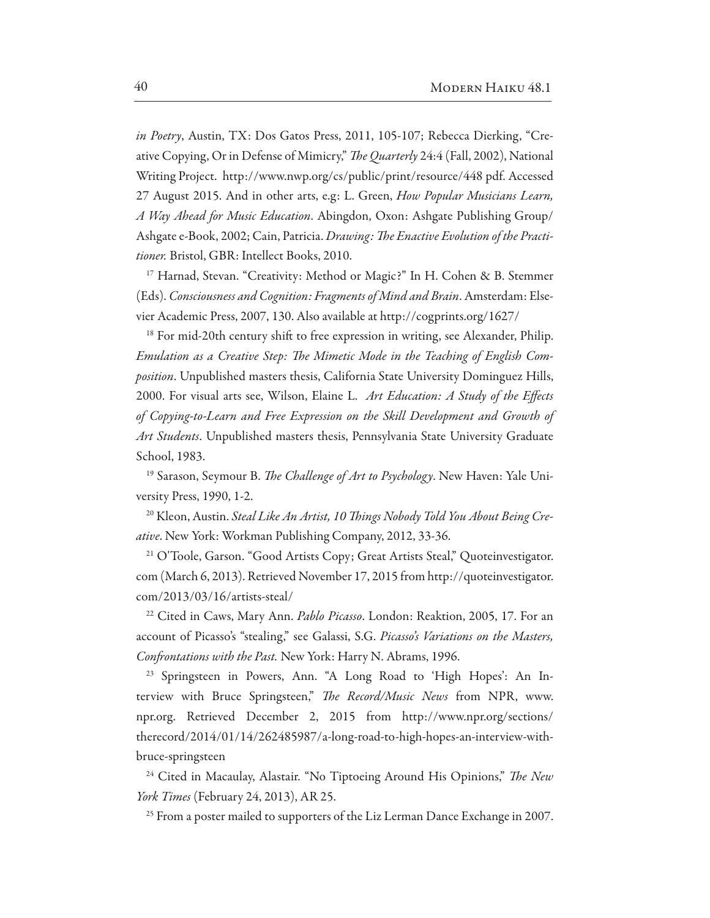*in Poetry*, Austin, TX: Dos Gatos Press, 2011, 105-107; Rebecca Dierking, "Creative Copying, Or in Defense of Mimicry," *The Quarterly* 24:4 (Fall, 2002), National Writing Project. http://www.nwp.org/cs/public/print/resource/448 pdf. Accessed 27 August 2015. And in other arts, e.g: L. Green, *How Popular Musicians Learn, A Way Ahead for Music Education*. Abingdon, Oxon: Ashgate Publishing Group/ Ashgate e-Book, 2002; Cain, Patricia. *Drawing: The Enactive Evolution of the Practitioner.* Bristol, GBR: Intellect Books, 2010.

[17] Harnad, Stevan. "Creativity: Method or Magic?" In H. Cohen & B. Stemmer (Eds). *Consciousness and Cognition: Fragments of Mind and Brain*. Amsterdam: Elsevier Academic Press, 2007, 130. Also available at http://cogprints.org/1627/

[18] For mid-20th century shift to free expression in writing, see Alexander, Philip. *Emulation as a Creative Step: The Mimetic Mode in the Teaching of English Composition*. Unpublished masters thesis, California State University Dominguez Hills, 2000. For visual arts see, Wilson, Elaine L. *Art Education: A Study of the Effects of Copying-to-Learn and Free Expression on the Skill Development and Growth of Art Students*. Unpublished masters thesis, Pennsylvania State University Graduate School, 1983.

[19] Sarason, Seymour B. *The Challenge of Art to Psychology*. New Haven: Yale University Press, 1990, 1-2.

[20] Kleon, Austin. *Steal Like An Artist, 10 Things Nobody Told You About Being Creative*. New York: Workman Publishing Company, 2012, 33-36.

[21] O'Toole, Garson. "Good Artists Copy; Great Artists Steal," Quoteinvestigator.com (March 6, 2013). Retrieved November 17, 2015 from http://quoteinvestigator.com/2013/03/16/artists-steal/

[22] Cited in Caws, Mary Ann. *Pablo Picasso*. London: Reaktion, 2005, 17. For an account of Picasso's "stealing," see Galassi, S.G. *Picasso's Variations on the Masters, Confrontations with the Past.* New York: Harry N. Abrams, 1996.

[23] Springsteen in Powers, Ann. "A Long Road to 'High Hopes': An Interview with Bruce Springsteen," *The Record/Music News* from NPR, www.npr.org. Retrieved December 2, 2015 from http://www.npr.org/sections/therecord/2014/01/14/262485987/a-long-road-to-high-hopes-an-interview-with-bruce-springsteen

[24] Cited in Macaulay, Alastair. "No Tiptoeing Around His Opinions," *The New York Times* (February 24, 2013), AR 25.

[25] From a poster mailed to supporters of the Liz Lerman Dance Exchange in 2007.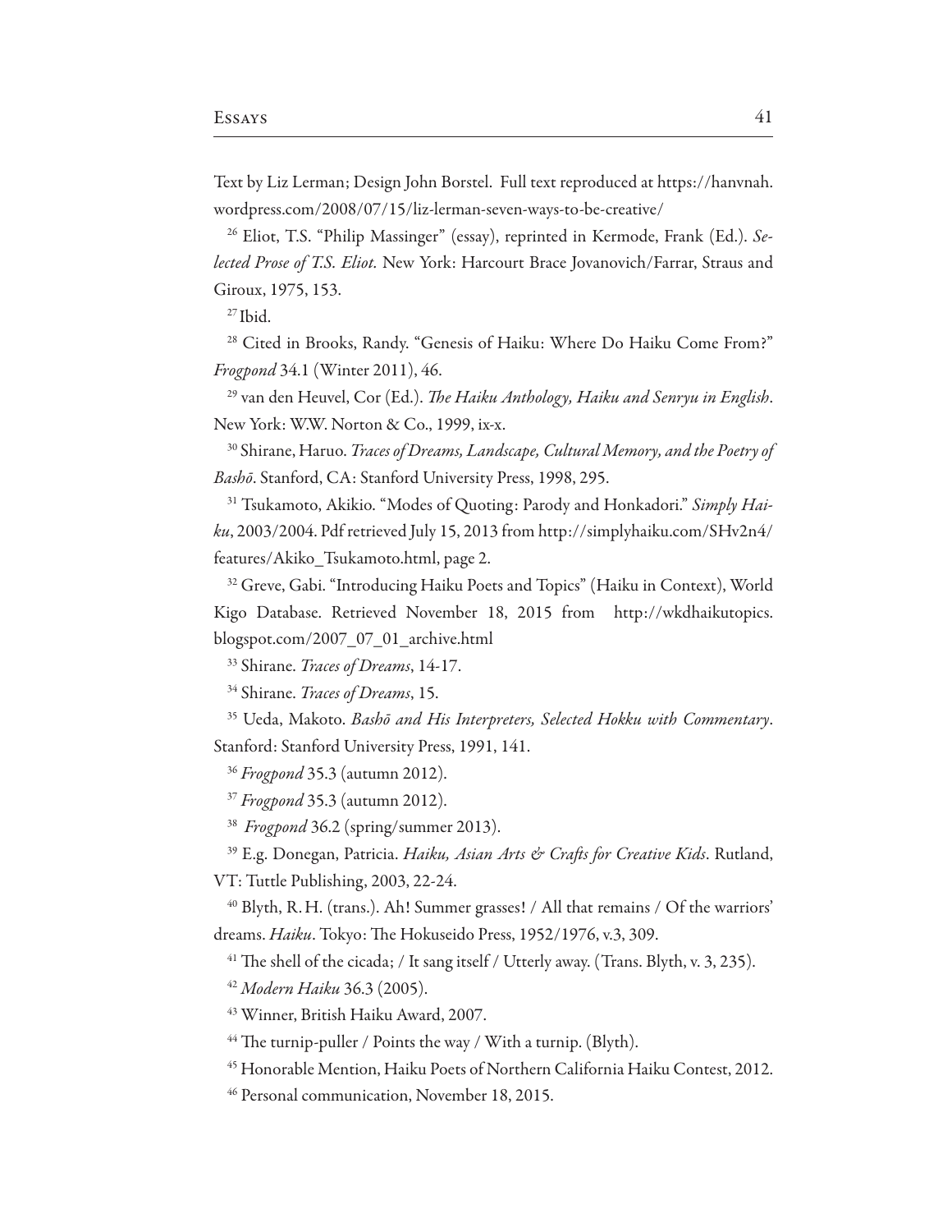Text by Liz Lerman; Design John Borstel. Full text reproduced at https://hanvnah.wordpress.com/2008/07/15/liz-lerman-seven-ways-to-be-creative/

[26] Eliot, T.S. "Philip Massinger" (essay), reprinted in Kermode, Frank (Ed.). *Selected Prose of T.S. Eliot.* New York: Harcourt Brace Jovanovich/Farrar, Straus and Giroux, 1975, 153.

[27] Ibid.

[28] Cited in Brooks, Randy. "Genesis of Haiku: Where Do Haiku Come From?" *Frogpond* 34.1 (Winter 2011), 46.

[29] van den Heuvel, Cor (Ed.). *The Haiku Anthology, Haiku and Senryu in English*. New York: W.W. Norton & Co., 1999, ix-x.

[30] Shirane, Haruo. *Traces of Dreams, Landscape, Cultural Memory, and the Poetry of Bashō*. Stanford, CA: Stanford University Press, 1998, 295.

[31] Tsukamoto, Akikio. "Modes of Quoting: Parody and Honkadori." *Simply Haiku*, 2003/2004. Pdf retrieved July 15, 2013 from http://simplyhaiku.com/SHv2n4/features/Akiko_Tsukamoto.html, page 2.

[32] Greve, Gabi. "Introducing Haiku Poets and Topics" (Haiku in Context), World Kigo Database. Retrieved November 18, 2015 from http://wkdhaikutopics.blogspot.com/2007_07_01_archive.html

[33] Shirane. *Traces of Dreams*, 14-17.

[34] Shirane. *Traces of Dreams*, 15.

[35] Ueda, Makoto. *Bashō and His Interpreters, Selected Hokku with Commentary*. Stanford: Stanford University Press, 1991, 141.

[36] *Frogpond* 35.3 (autumn 2012).

[37] *Frogpond* 35.3 (autumn 2012).

[38] *Frogpond* 36.2 (spring/summer 2013).

[39] E.g. Donegan, Patricia. *Haiku, Asian Arts & Crafts for Creative Kids*. Rutland, VT: Tuttle Publishing, 2003, 22-24.

[40] Blyth, R. H. (trans.). Ah! Summer grasses! / All that remains / Of the warriors' dreams. *Haiku*. Tokyo: The Hokuseido Press, 1952/1976, v.3, 309.

[41] The shell of the cicada; / It sang itself / Utterly away. (Trans. Blyth, v. 3, 235).

[42] *Modern Haiku* 36.3 (2005).

[43] Winner, British Haiku Award, 2007.

[44] The turnip-puller / Points the way / With a turnip. (Blyth).

[45] Honorable Mention, Haiku Poets of Northern California Haiku Contest, 2012.

[46] Personal communication, November 18, 2015.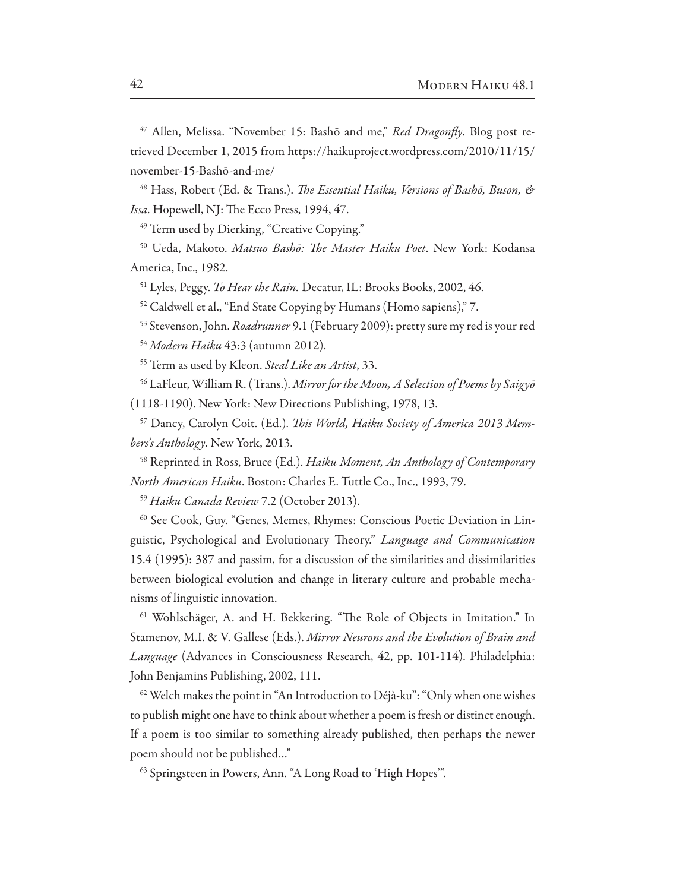[47] Allen, Melissa. "November 15: Bashō and me," *Red Dragonfly*. Blog post retrieved December 1, 2015 from https://haikuproject.wordpress.com/2010/11/15/november-15-Bashō-and-me/

[48] Hass, Robert (Ed. & Trans.). *The Essential Haiku, Versions of Bashō, Buson, & Issa*. Hopewell, NJ: The Ecco Press, 1994, 47.

[49] Term used by Dierking, "Creative Copying."

[50] Ueda, Makoto. *Matsuo Bashō: The Master Haiku Poet*. New York: Kodansa America, Inc., 1982.

[51] Lyles, Peggy. *To Hear the Rain.* Decatur, IL: Brooks Books, 2002, 46.

[52] Caldwell et al., "End State Copying by Humans (Homo sapiens)," 7.

[53] Stevenson, John. *Roadrunner* 9.1 (February 2009): pretty sure my red is your red

[54] *Modern Haiku* 43:3 (autumn 2012).

[55] Term as used by Kleon. *Steal Like an Artist*, 33.

[56] LaFleur, William R. (Trans.). *Mirror for the Moon, A Selection of Poems by Saigyō* (1118-1190). New York: New Directions Publishing, 1978, 13.

[57] Dancy, Carolyn Coit. (Ed.). *This World, Haiku Society of America 2013 Members's Anthology*. New York, 2013.

[58] Reprinted in Ross, Bruce (Ed.). *Haiku Moment, An Anthology of Contemporary North American Haiku*. Boston: Charles E. Tuttle Co., Inc., 1993, 79.

[59] *Haiku Canada Review* 7.2 (October 2013).

[60] See Cook, Guy. "Genes, Memes, Rhymes: Conscious Poetic Deviation in Linguistic, Psychological and Evolutionary Theory." *Language and Communication* 15.4 (1995): 387 and passim, for a discussion of the similarities and dissimilarities between biological evolution and change in literary culture and probable mechanisms of linguistic innovation.

[61] Wohlschäger, A. and H. Bekkering. "The Role of Objects in Imitation." In Stamenov, M.I. & V. Gallese (Eds.). *Mirror Neurons and the Evolution of Brain and Language* (Advances in Consciousness Research, 42, pp. 101-114). Philadelphia: John Benjamins Publishing, 2002, 111.

[62] Welch makes the point in "An Introduction to Déjà-ku": "Only when one wishes to publish might one have to think about whether a poem is fresh or distinct enough. If a poem is too similar to something already published, then perhaps the newer poem should not be published..."

[63] Springsteen in Powers, Ann. "A Long Road to 'High Hopes'".